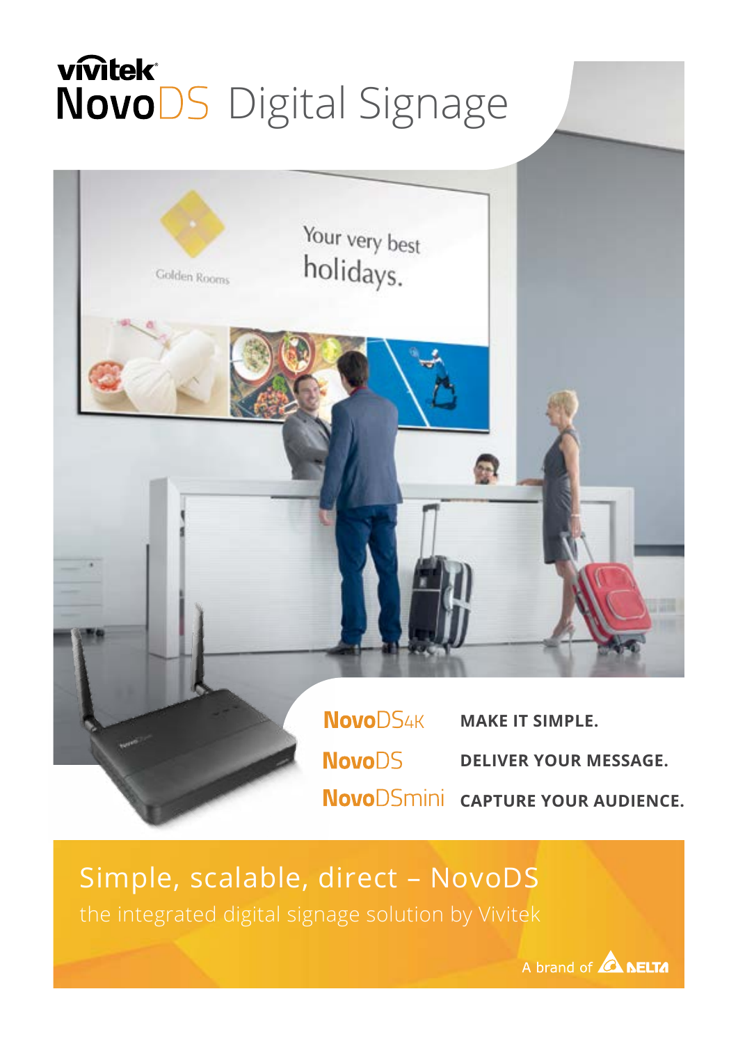vivitek

# NovoDS Digital Signage

| | |
|---|---|
| **NovoDS4K** | **MAKE IT SIMPLE.** |
| **NovoDS** | **DELIVER YOUR MESSAGE.** |
| **NovoDSmini** | **CAPTURE YOUR AUDIENCE.** |

## Simple, scalable, direct – NovoDS

the integrated digital signage solution by Vivitek

A brand of DELTA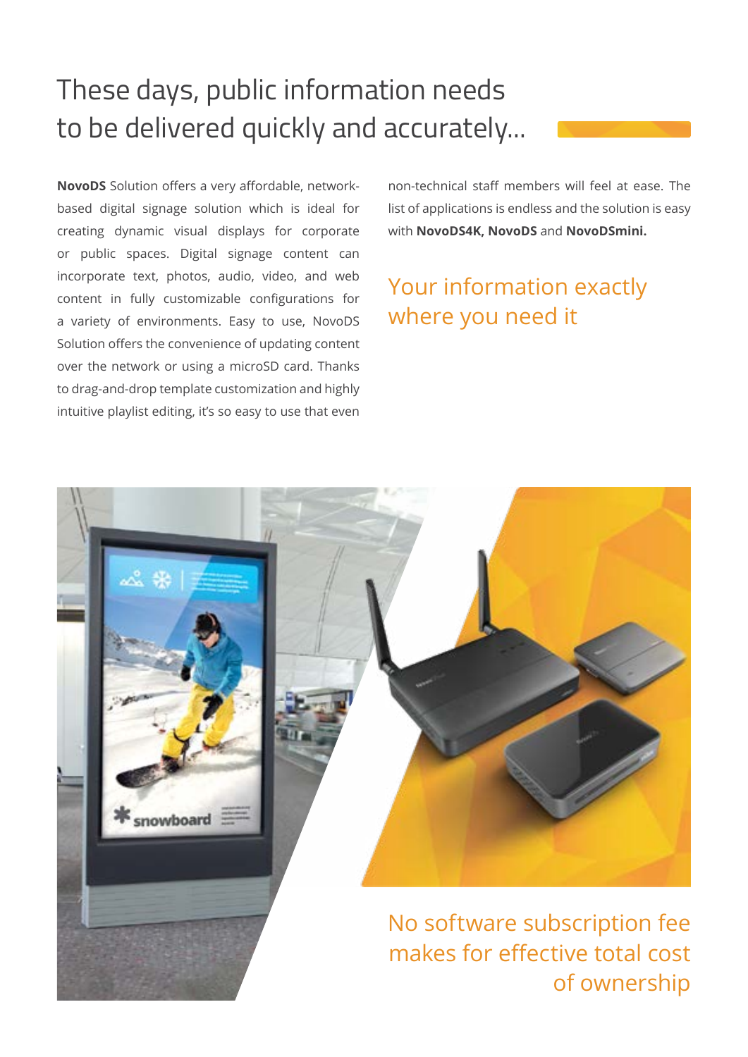# These days, public information needs to be delivered quickly and accurately...

**NovoDS** Solution offers a very affordable, network-based digital signage solution which is ideal for creating dynamic visual displays for corporate or public spaces. Digital signage content can incorporate text, photos, audio, video, and web content in fully customizable configurations for a variety of environments. Easy to use, NovoDS Solution offers the convenience of updating content over the network or using a microSD card. Thanks to drag-and-drop template customization and highly intuitive playlist editing, it's so easy to use that even non-technical staff members will feel at ease. The list of applications is endless and the solution is easy with **NovoDS4K, NovoDS** and **NovoDSmini.**

## Your information exactly where you need it

## No software subscription fee makes for effective total cost of ownership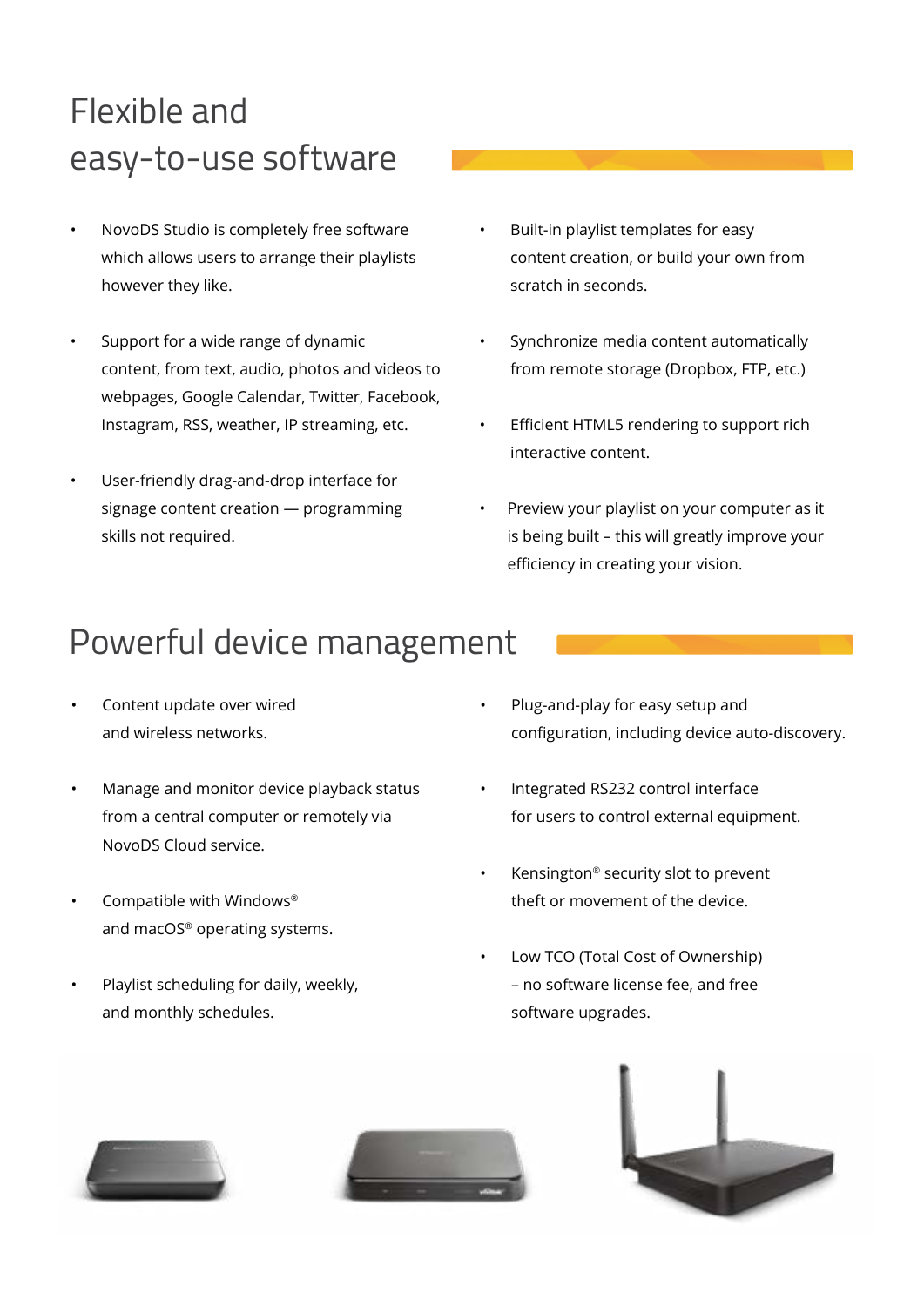# Flexible and easy-to-use software

- NovoDS Studio is completely free software which allows users to arrange their playlists however they like.
- Support for a wide range of dynamic content, from text, audio, photos and videos to webpages, Google Calendar, Twitter, Facebook, Instagram, RSS, weather, IP streaming, etc.
- User-friendly drag-and-drop interface for signage content creation — programming skills not required.
- Built-in playlist templates for easy content creation, or build your own from scratch in seconds.
- Synchronize media content automatically from remote storage (Dropbox, FTP, etc.)
- Efficient HTML5 rendering to support rich interactive content.
- Preview your playlist on your computer as it is being built – this will greatly improve your efficiency in creating your vision.

# Powerful device management

- Content update over wired and wireless networks.
- Manage and monitor device playback status from a central computer or remotely via NovoDS Cloud service.
- Compatible with Windows® and macOS® operating systems.
- Playlist scheduling for daily, weekly, and monthly schedules.
- Plug-and-play for easy setup and configuration, including device auto-discovery.
- Integrated RS232 control interface for users to control external equipment.
- Kensington® security slot to prevent theft or movement of the device.
- Low TCO (Total Cost of Ownership) – no software license fee, and free software upgrades.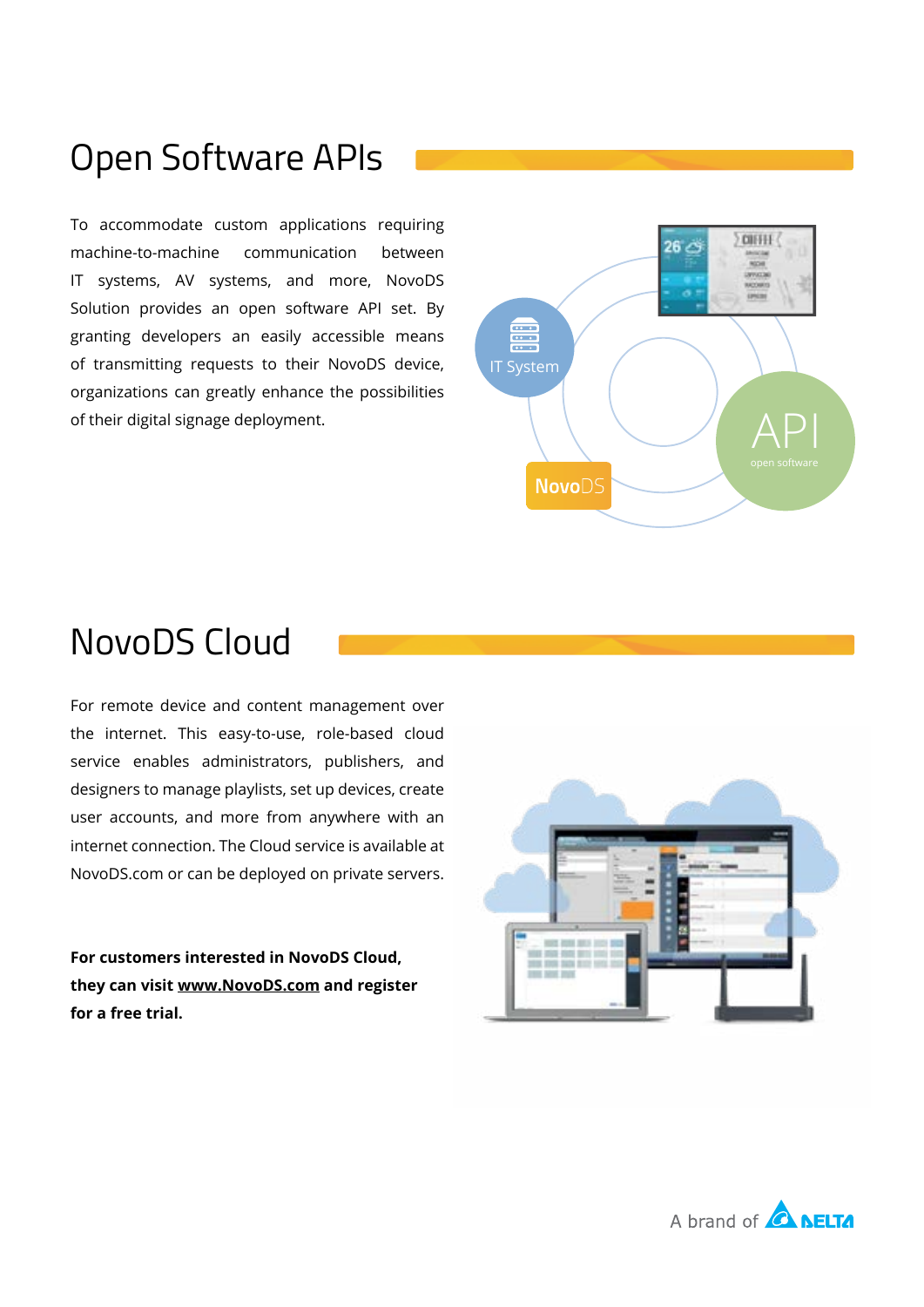# Open Software APIs

To accommodate custom applications requiring machine-to-machine communication between IT systems, AV systems, and more, NovoDS Solution provides an open software API set. By granting developers an easily accessible means of transmitting requests to their NovoDS device, organizations can greatly enhance the possibilities of their digital signage deployment.

IT System

API
open software

NovoDS

# NovoDS Cloud

For remote device and content management over the internet. This easy-to-use, role-based cloud service enables administrators, publishers, and designers to manage playlists, set up devices, create user accounts, and more from anywhere with an internet connection. The Cloud service is available at NovoDS.com or can be deployed on private servers.

**For customers interested in NovoDS Cloud, they can visit www.NovoDS.com and register for a free trial.**

A brand of DELTA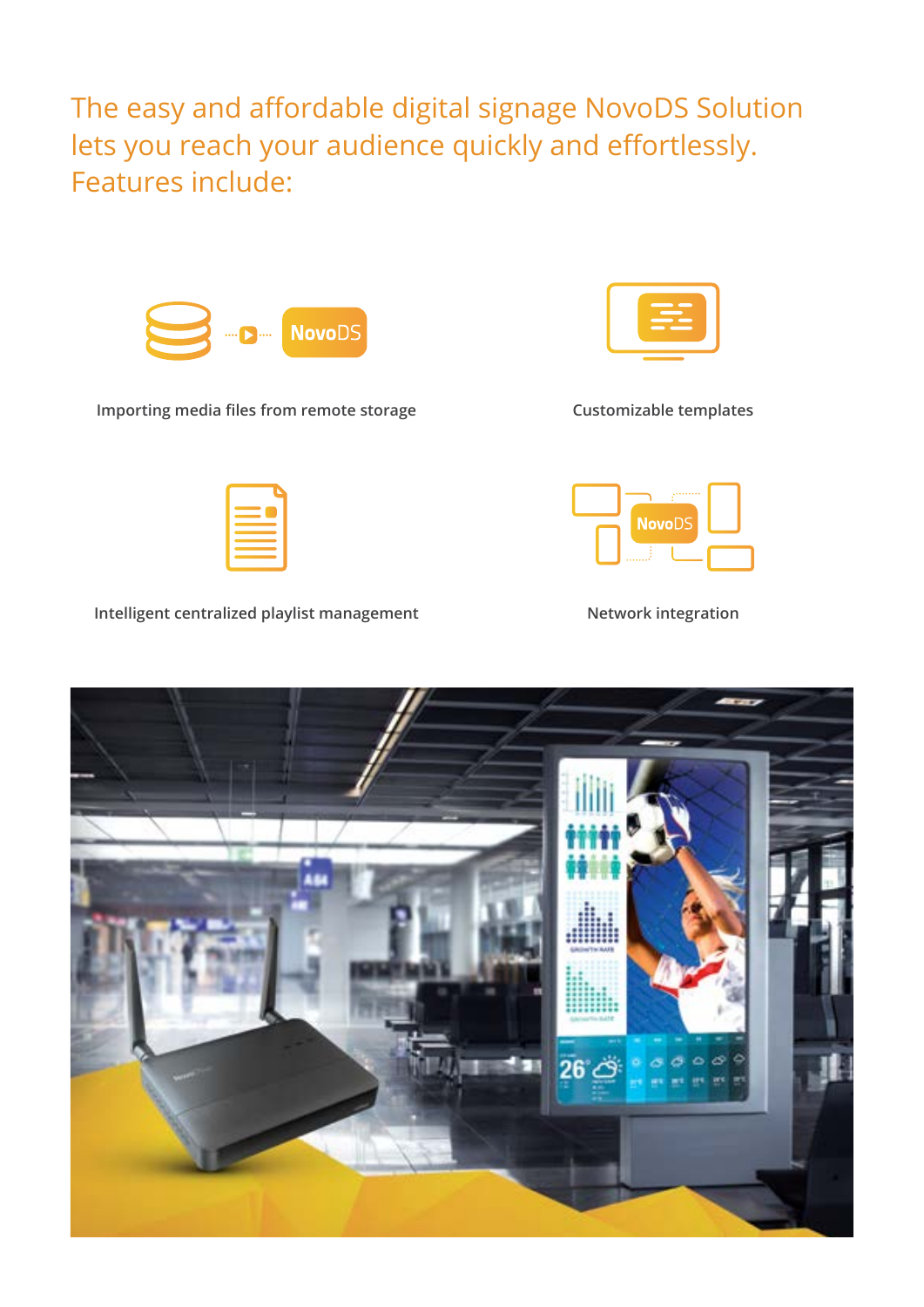The easy and affordable digital signage NovoDS Solution lets you reach your audience quickly and effortlessly. Features include:

- Importing media files from remote storage
- Customizable templates
- Intelligent centralized playlist management
- Network integration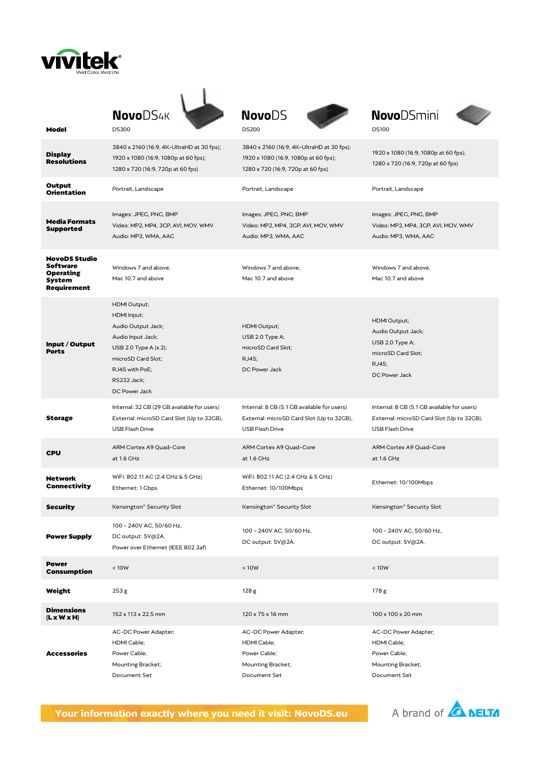**vivitek**

Vivid Color, Vivid Life

| Model | **Novo**DS4K<br>DS300 | **Novo**DS<br>DS200 | **Novo**DSmini<br>DS100 |
|---|---|---|---|
| **Display Resolutions** | 3840 x 2160 (16:9, 4K-UltraHD at 30 fps);<br>1920 x 1080 (16:9, 1080p at 60 fps);<br>1280 x 720 (16:9, 720p at 60 fps) | 3840 x 2160 (16:9, 4K-UltraHD at 30 fps);<br>1920 x 1080 (16:9, 1080p at 60 fps);<br>1280 x 720 (16:9, 720p at 60 fps) | 1920 x 1080 (16:9, 1080p at 60 fps);<br>1280 x 720 (16:9, 720p at 60 fps) |
| **Output Orientation** | Portrait, Landscape | Portrait, Landscape | Portrait, Landscape |
| **Media Formats Supported** | Images: JPEG, PNG, BMP<br>Video: MP2, MP4, 3GP, AVI, MOV, WMV<br>Audio: MP3, WMA, AAC | Images: JPEG, PNG, BMP<br>Video: MP2, MP4, 3GP, AVI, MOV, WMV<br>Audio: MP3, WMA, AAC | Images: JPEG, PNG, BMP<br>Video: MP2, MP4, 3GP, AVI, MOV, WMV<br>Audio: MP3, WMA, AAC |
| **NovoDS Studio Software Operating System Requirement** | Windows 7 and above,<br>Mac 10.7 and above | Windows 7 and above,<br>Mac 10.7 and above | Windows 7 and above,<br>Mac 10.7 and above |
| **Input / Output Ports** | HDMI Output;<br>HDMI Input;<br>Audio Output Jack;<br>Audio Input Jack;<br>USB 2.0 Type A (x 2);<br>microSD Card Slot;<br>RJ45 with PoE;<br>RS232 Jack;<br>DC Power Jack | HDMI Output;<br>USB 2.0 Type A;<br>microSD Card Slot;<br>RJ45;<br>DC Power Jack | HDMI Output;<br>Audio Output Jack;<br>USB 2.0 Type A;<br>microSD Card Slot;<br>RJ45;<br>DC Power Jack |
| **Storage** | Internal: 32 GB (29 GB available for users)<br>External: microSD Card Slot (Up to 32GB),<br>USB Flash Drive | Internal: 8 GB (5.1 GB available for users)<br>External: microSD Card Slot (Up to 32GB),<br>USB Flash Drive | Internal: 8 GB (5.1 GB available for users)<br>External: microSD Card Slot (Up to 32GB),<br>USB Flash Drive |
| **CPU** | ARM Cortex A9 Quad-Core<br>at 1.6 GHz | ARM Cortex A9 Quad-Core<br>at 1.6 GHz | ARM Cortex A9 Quad-Core<br>at 1.6 GHz |
| **Network Connectivity** | WiFi: 802.11 AC (2.4 GHz & 5 GHz)<br>Ethernet: 1 Gbps | WiFi: 802.11 AC (2.4 GHz & 5 GHz)<br>Ethernet: 10/100Mbps | Ethernet: 10/100Mbps |
| **Security** | Kensington® Security Slot | Kensington® Security Slot | Kensington® Security Slot |
| **Power Supply** | 100 - 240V AC, 50/60 Hz,<br>DC output: 5V@2A.<br>Power over Ethernet (IEEE 802.3af) | 100 - 240V AC, 50/60 Hz,<br>DC output: 5V@2A. | 100 - 240V AC, 50/60 Hz,<br>DC output: 5V@2A. |
| **Power Consumption** | < 10W | < 10W | < 10W |
| **Weight** | 253 g | 128 g | 178 g |
| **Dimensions (L x W x H)** | 152 x 113 x 22.5 mm | 120 x 75 x 16 mm | 100 x 100 x 20 mm |
| **Accessories** | AC-DC Power Adapter;<br>HDMI Cable;<br>Power Cable;<br>Mounting Bracket;<br>Document Set | AC-DC Power Adapter;<br>HDMI Cable;<br>Power Cable;<br>Mounting Bracket;<br>Document Set | AC-DC Power Adapter;<br>HDMI Cable;<br>Power Cable;<br>Mounting Bracket;<br>Document Set |

**Your information exactly where you need it visit: NovoDS.eu**

A brand of DELTA